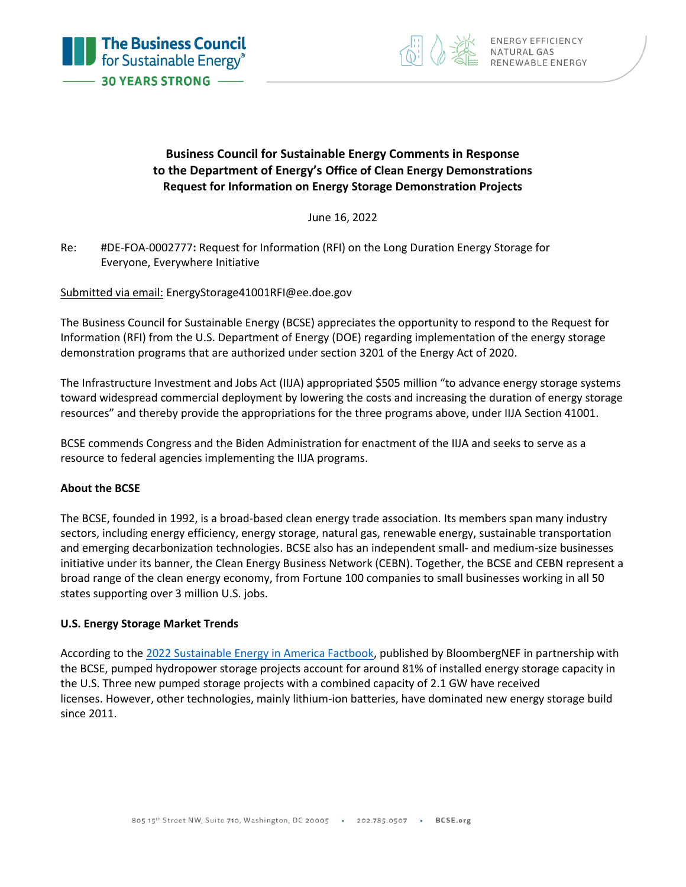**Business Council for Sustainable Energy Comments in Response to the Department of Energy's Office of Clean Energy Demonstrations Request for Information on Energy Storage Demonstration Projects**

June 16, 2022

Re: #DE-FOA-0002777**:** Request for Information (RFI) on the Long Duration Energy Storage for Everyone, Everywhere Initiative

Submitted via email: EnergyStorage41001RFI@ee.doe.gov

The Business Council for Sustainable Energy (BCSE) appreciates the opportunity to respond to the Request for Information (RFI) from the U.S. Department of Energy (DOE) regarding implementation of the energy storage demonstration programs that are authorized under section 3201 of the Energy Act of 2020.

The Infrastructure Investment and Jobs Act (IIJA) appropriated $505 million "to advance energy storage systems toward widespread commercial deployment by lowering the costs and increasing the duration of energy storage resources" and thereby provide the appropriations for the three programs above, under IIJA Section 41001.

BCSE commends Congress and the Biden Administration for enactment of the IIJA and seeks to serve as a resource to federal agencies implementing the IIJA programs.

**About the BCSE**

The BCSE, founded in 1992, is a broad-based clean energy trade association. Its members span many industry sectors, including energy efficiency, energy storage, natural gas, renewable energy, sustainable transportation and emerging decarbonization technologies. BCSE also has an independent small- and medium-size businesses initiative under its banner, the Clean Energy Business Network (CEBN). Together, the BCSE and CEBN represent a broad range of the clean energy economy, from Fortune 100 companies to small businesses working in all 50 states supporting over 3 million U.S. jobs.

**U.S. Energy Storage Market Trends**

According to the 2022 Sustainable Energy in America Factbook, published by BloombergNEF in partnership with the BCSE, pumped hydropower storage projects account for around 81% of installed energy storage capacity in the U.S. Three new pumped storage projects with a combined capacity of 2.1 GW have received licenses. However, other technologies, mainly lithium-ion batteries, have dominated new energy storage build since 2011.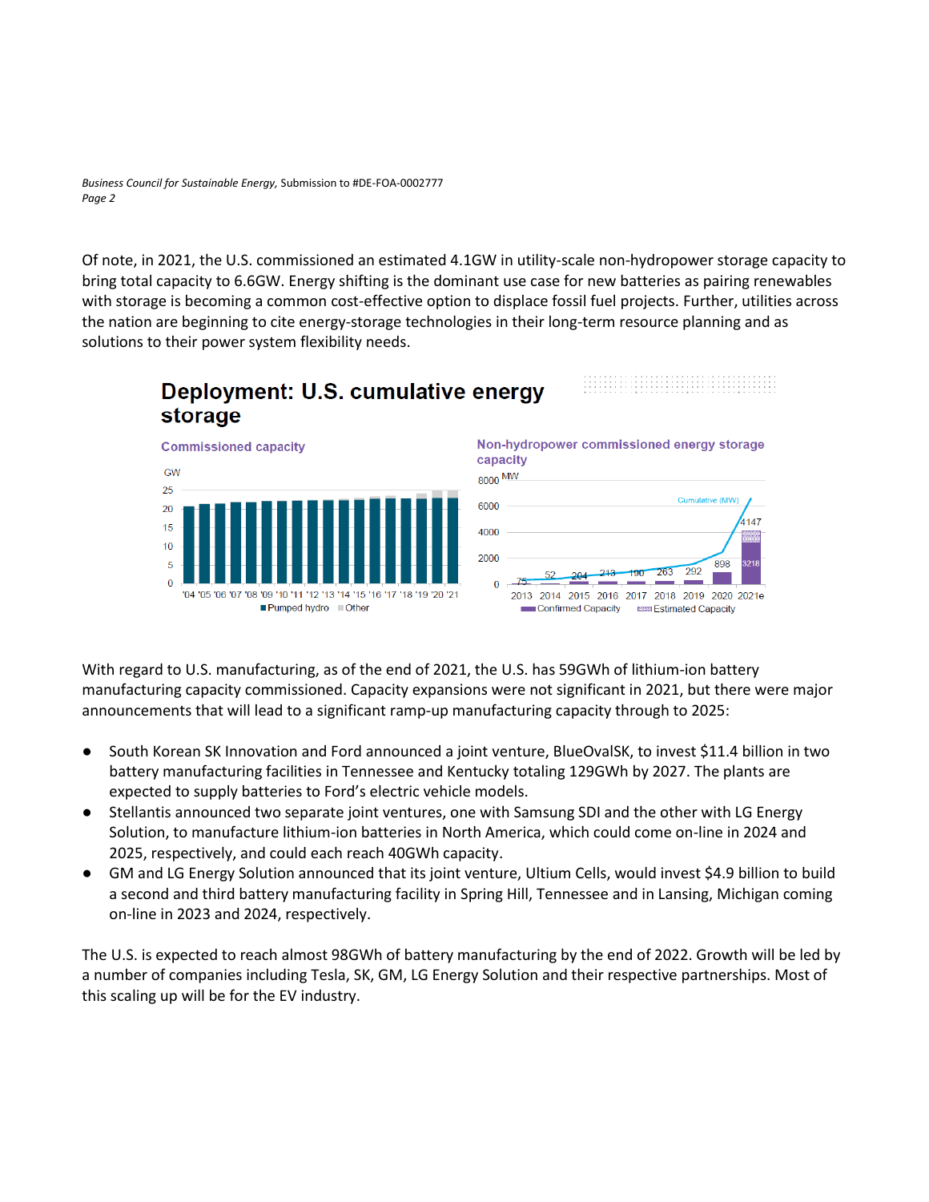Of note, in 2021, the U.S. commissioned an estimated 4.1GW in utility-scale non-hydropower storage capacity to bring total capacity to 6.6GW. Energy shifting is the dominant use case for new batteries as pairing renewables with storage is becoming a common cost-effective option to displace fossil fuel projects. Further, utilities across the nation are beginning to cite energy-storage technologies in their long-term resource planning and as solutions to their power system flexibility needs.

## Deployment: U.S. cumulative energy storage

With regard to U.S. manufacturing, as of the end of 2021, the U.S. has 59GWh of lithium-ion battery manufacturing capacity commissioned. Capacity expansions were not significant in 2021, but there were major announcements that will lead to a significant ramp-up manufacturing capacity through to 2025:

- South Korean SK Innovation and Ford announced a joint venture, BlueOvalSK, to invest $11.4 billion in two battery manufacturing facilities in Tennessee and Kentucky totaling 129GWh by 2027. The plants are expected to supply batteries to Ford's electric vehicle models.
- Stellantis announced two separate joint ventures, one with Samsung SDI and the other with LG Energy Solution, to manufacture lithium-ion batteries in North America, which could come on-line in 2024 and 2025, respectively, and could each reach 40GWh capacity.
- GM and LG Energy Solution announced that its joint venture, Ultium Cells, would invest $4.9 billion to build a second and third battery manufacturing facility in Spring Hill, Tennessee and in Lansing, Michigan coming on-line in 2023 and 2024, respectively.

The U.S. is expected to reach almost 98GWh of battery manufacturing by the end of 2022. Growth will be led by a number of companies including Tesla, SK, GM, LG Energy Solution and their respective partnerships. Most of this scaling up will be for the EV industry.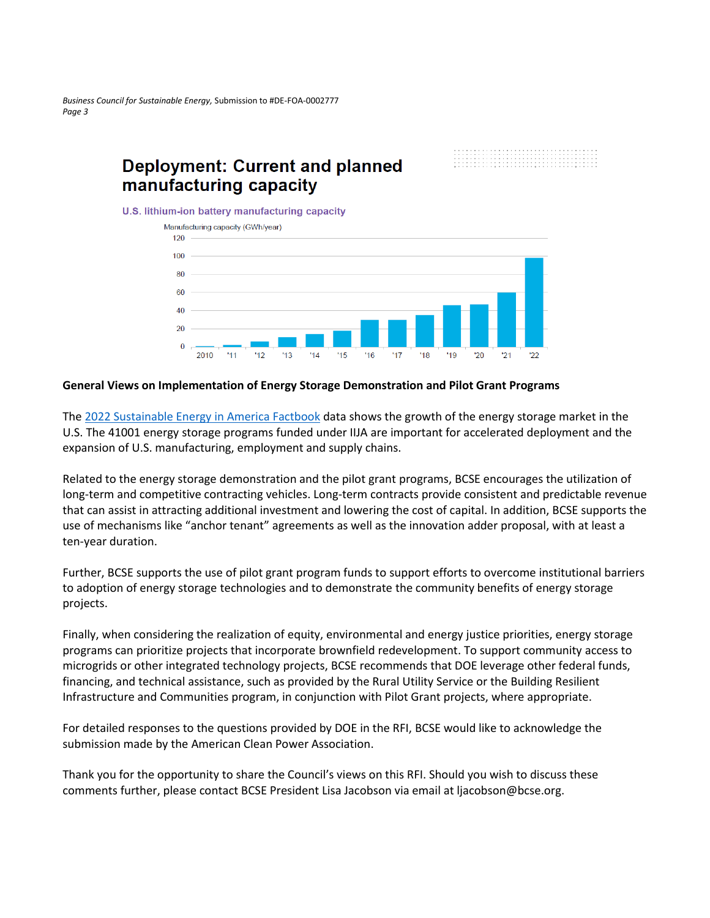## Deployment: Current and planned manufacturing capacity

U.S. lithium-ion battery manufacturing capacity

Manufacturing capacity (GWh/year)

120
100
80
60
40
20
0

2010 '11 '12 '13 '14 '15 '16 '17 '18 '19 '20 '21 '22

**General Views on Implementation of Energy Storage Demonstration and Pilot Grant Programs**

The [2022 Sustainable Energy in America Factbook](2022 Sustainable Energy in America Factbook) data shows the growth of the energy storage market in the U.S. The 41001 energy storage programs funded under IIJA are important for accelerated deployment and the expansion of U.S. manufacturing, employment and supply chains.

Related to the energy storage demonstration and the pilot grant programs, BCSE encourages the utilization of long-term and competitive contracting vehicles. Long-term contracts provide consistent and predictable revenue that can assist in attracting additional investment and lowering the cost of capital. In addition, BCSE supports the use of mechanisms like "anchor tenant" agreements as well as the innovation adder proposal, with at least a ten-year duration.

Further, BCSE supports the use of pilot grant program funds to support efforts to overcome institutional barriers to adoption of energy storage technologies and to demonstrate the community benefits of energy storage projects.

Finally, when considering the realization of equity, environmental and energy justice priorities, energy storage programs can prioritize projects that incorporate brownfield redevelopment. To support community access to microgrids or other integrated technology projects, BCSE recommends that DOE leverage other federal funds, financing, and technical assistance, such as provided by the Rural Utility Service or the Building Resilient Infrastructure and Communities program, in conjunction with Pilot Grant projects, where appropriate.

For detailed responses to the questions provided by DOE in the RFI, BCSE would like to acknowledge the submission made by the American Clean Power Association.

Thank you for the opportunity to share the Council's views on this RFI. Should you wish to discuss these comments further, please contact BCSE President Lisa Jacobson via email at ljacobson@bcse.org.